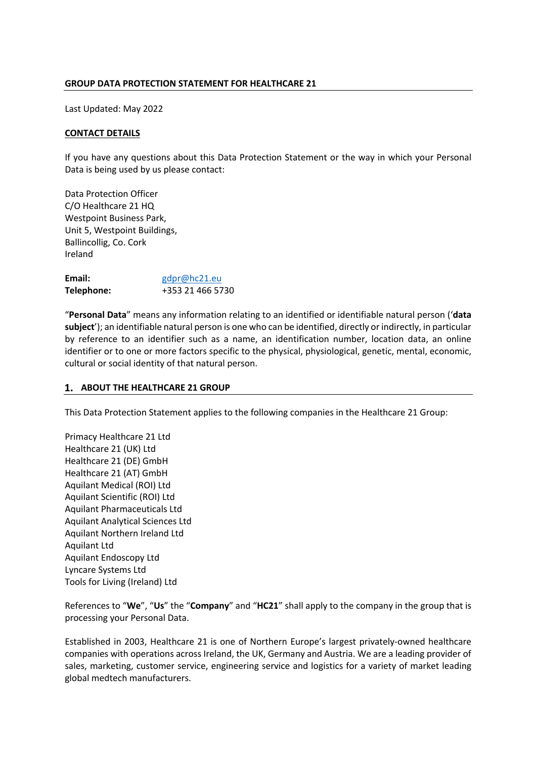# GROUP DATA PROTECTION STATEMENT FOR HEALTHCARE 21

Last Updated: May 2022

## CONTACT DETAILS

If you have any questions about this Data Protection Statement or the way in which your Personal Data is being used by us please contact:

Data Protection Officer
C/O Healthcare 21 HQ
Westpoint Business Park,
Unit 5, Westpoint Buildings,
Ballincollig, Co. Cork
Ireland

**Email:** gdpr@hc21.eu
**Telephone:** +353 21 466 5730

"**Personal Data**" means any information relating to an identified or identifiable natural person ('**data subject**'); an identifiable natural person is one who can be identified, directly or indirectly, in particular by reference to an identifier such as a name, an identification number, location data, an online identifier or to one or more factors specific to the physical, physiological, genetic, mental, economic, cultural or social identity of that natural person.

## 1. ABOUT THE HEALTHCARE 21 GROUP

This Data Protection Statement applies to the following companies in the Healthcare 21 Group:

Primacy Healthcare 21 Ltd
Healthcare 21 (UK) Ltd
Healthcare 21 (DE) GmbH
Healthcare 21 (AT) GmbH
Aquilant Medical (ROI) Ltd
Aquilant Scientific (ROI) Ltd
Aquilant Pharmaceuticals Ltd
Aquilant Analytical Sciences Ltd
Aquilant Northern Ireland Ltd
Aquilant Ltd
Aquilant Endoscopy Ltd
Lyncare Systems Ltd
Tools for Living (Ireland) Ltd

References to "**We**", "**Us**" the "**Company**" and "**HC21**" shall apply to the company in the group that is processing your Personal Data.

Established in 2003, Healthcare 21 is one of Northern Europe's largest privately-owned healthcare companies with operations across Ireland, the UK, Germany and Austria. We are a leading provider of sales, marketing, customer service, engineering service and logistics for a variety of market leading global medtech manufacturers.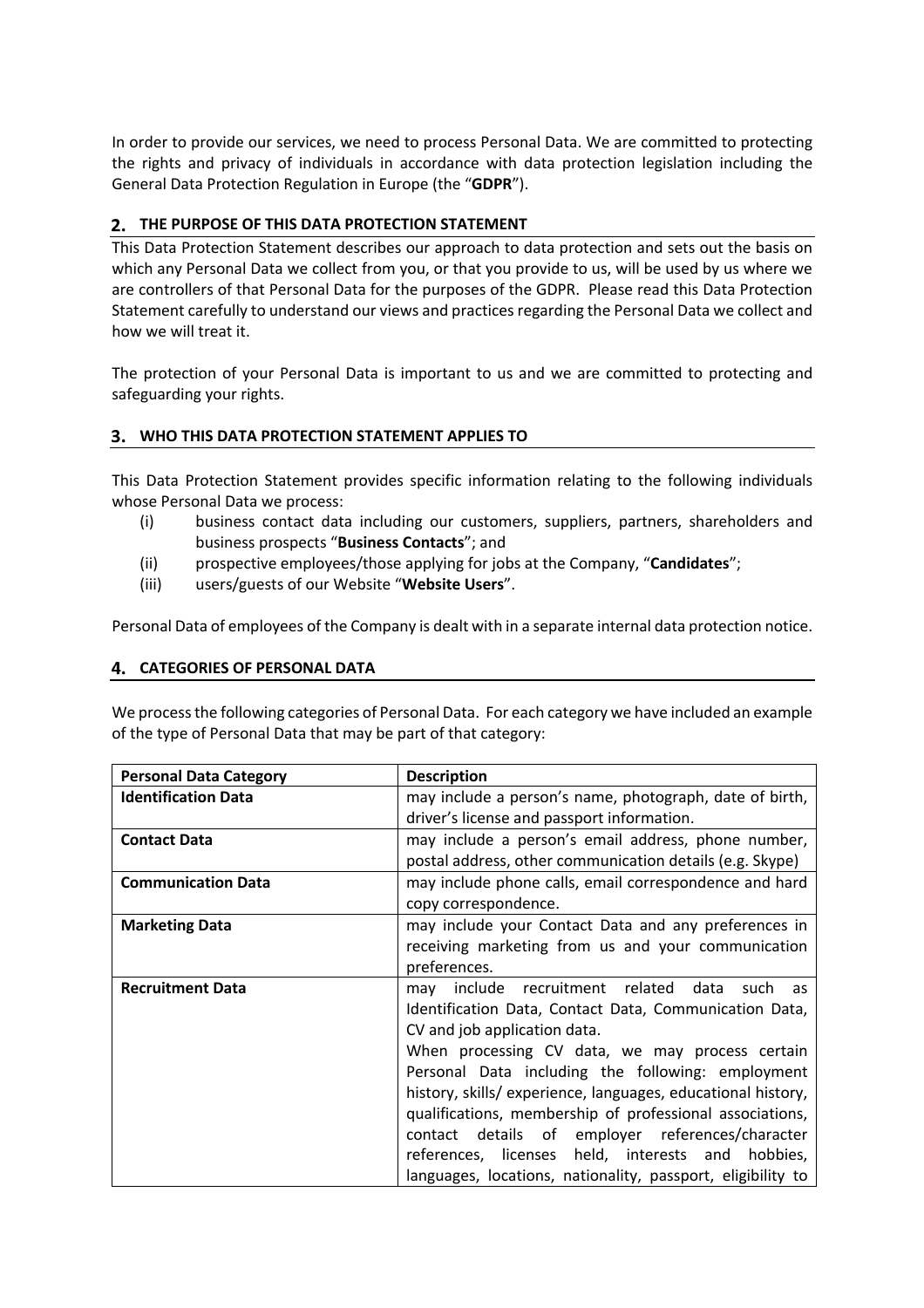In order to provide our services, we need to process Personal Data. We are committed to protecting the rights and privacy of individuals in accordance with data protection legislation including the General Data Protection Regulation in Europe (the "**GDPR**").

## 2. THE PURPOSE OF THIS DATA PROTECTION STATEMENT

This Data Protection Statement describes our approach to data protection and sets out the basis on which any Personal Data we collect from you, or that you provide to us, will be used by us where we are controllers of that Personal Data for the purposes of the GDPR. Please read this Data Protection Statement carefully to understand our views and practices regarding the Personal Data we collect and how we will treat it.

The protection of your Personal Data is important to us and we are committed to protecting and safeguarding your rights.

## 3. WHO THIS DATA PROTECTION STATEMENT APPLIES TO

This Data Protection Statement provides specific information relating to the following individuals whose Personal Data we process:

(i) business contact data including our customers, suppliers, partners, shareholders and business prospects "**Business Contacts**"; and

(ii) prospective employees/those applying for jobs at the Company, "**Candidates**";

(iii) users/guests of our Website "**Website Users**".

Personal Data of employees of the Company is dealt with in a separate internal data protection notice.

## 4. CATEGORIES OF PERSONAL DATA

We process the following categories of Personal Data. For each category we have included an example of the type of Personal Data that may be part of that category:

| Personal Data Category | Description |
|---|---|
| **Identification Data** | may include a person's name, photograph, date of birth, driver's license and passport information. |
| **Contact Data** | may include a person's email address, phone number, postal address, other communication details (e.g. Skype) |
| **Communication Data** | may include phone calls, email correspondence and hard copy correspondence. |
| **Marketing Data** | may include your Contact Data and any preferences in receiving marketing from us and your communication preferences. |
| **Recruitment Data** | may include recruitment related data such as Identification Data, Contact Data, Communication Data, CV and job application data.<br>When processing CV data, we may process certain Personal Data including the following: employment history, skills/ experience, languages, educational history, qualifications, membership of professional associations, contact details of employer references/character references, licenses held, interests and hobbies, languages, locations, nationality, passport, eligibility to |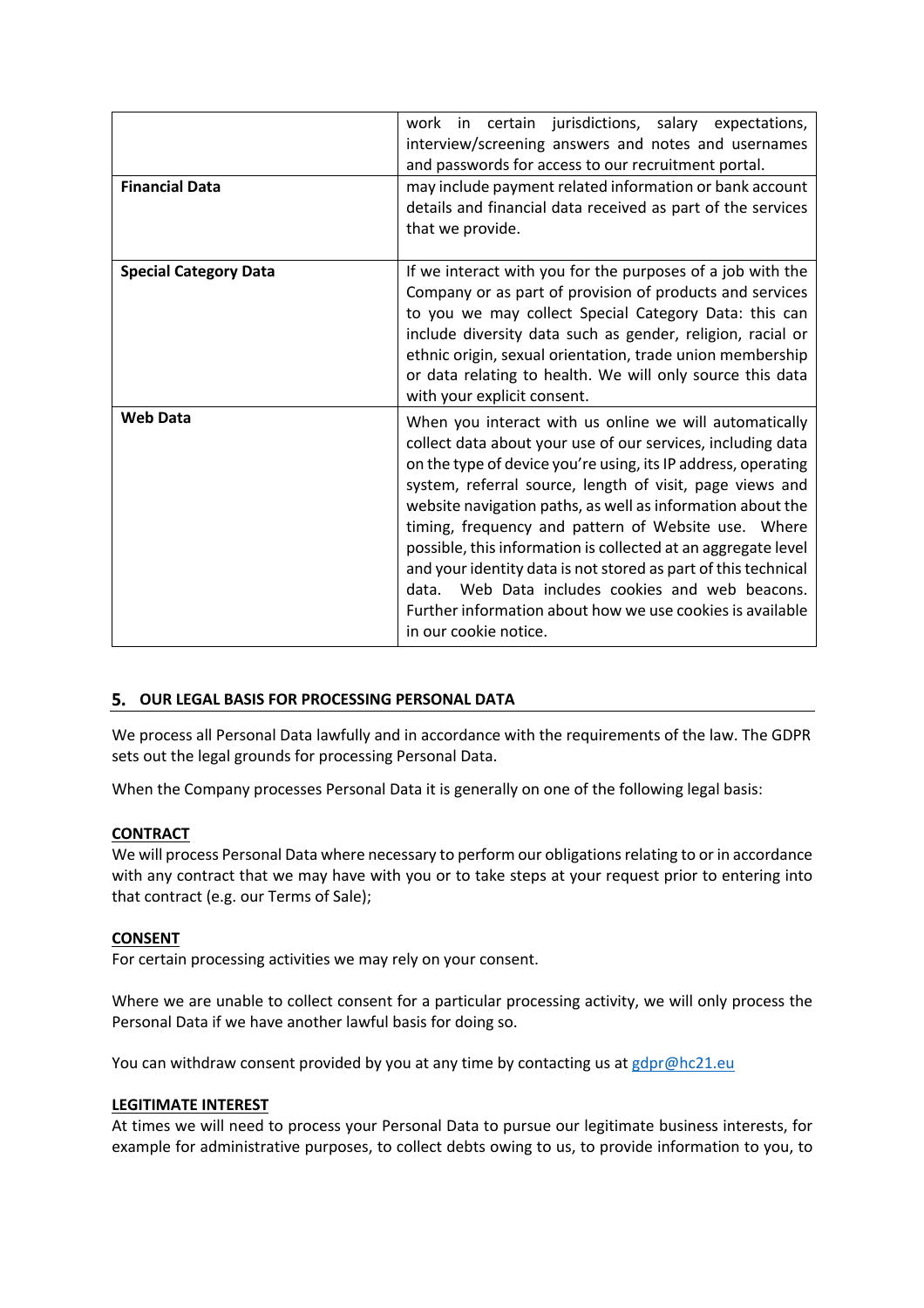| | |
|---|---|
| | work in certain jurisdictions, salary expectations, interview/screening answers and notes and usernames and passwords for access to our recruitment portal. |
| **Financial Data** | may include payment related information or bank account details and financial data received as part of the services that we provide. |
| **Special Category Data** | If we interact with you for the purposes of a job with the Company or as part of provision of products and services to you we may collect Special Category Data: this can include diversity data such as gender, religion, racial or ethnic origin, sexual orientation, trade union membership or data relating to health. We will only source this data with your explicit consent. |
| **Web Data** | When you interact with us online we will automatically collect data about your use of our services, including data on the type of device you're using, its IP address, operating system, referral source, length of visit, page views and website navigation paths, as well as information about the timing, frequency and pattern of Website use. Where possible, this information is collected at an aggregate level and your identity data is not stored as part of this technical data. Web Data includes cookies and web beacons. Further information about how we use cookies is available in our cookie notice. |

## 5. OUR LEGAL BASIS FOR PROCESSING PERSONAL DATA

We process all Personal Data lawfully and in accordance with the requirements of the law. The GDPR sets out the legal grounds for processing Personal Data.

When the Company processes Personal Data it is generally on one of the following legal basis:

### CONTRACT

We will process Personal Data where necessary to perform our obligations relating to or in accordance with any contract that we may have with you or to take steps at your request prior to entering into that contract (e.g. our Terms of Sale);

### CONSENT

For certain processing activities we may rely on your consent.

Where we are unable to collect consent for a particular processing activity, we will only process the Personal Data if we have another lawful basis for doing so.

You can withdraw consent provided by you at any time by contacting us at gdpr@hc21.eu

### LEGITIMATE INTEREST

At times we will need to process your Personal Data to pursue our legitimate business interests, for example for administrative purposes, to collect debts owing to us, to provide information to you, to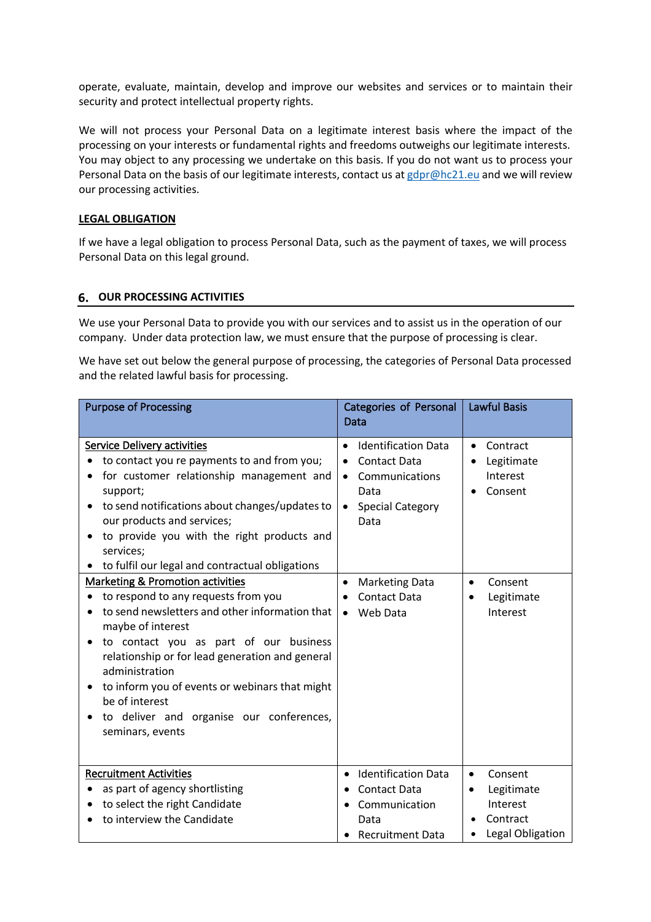operate, evaluate, maintain, develop and improve our websites and services or to maintain their security and protect intellectual property rights.

We will not process your Personal Data on a legitimate interest basis where the impact of the processing on your interests or fundamental rights and freedoms outweighs our legitimate interests. You may object to any processing we undertake on this basis. If you do not want us to process your Personal Data on the basis of our legitimate interests, contact us at gdpr@hc21.eu and we will review our processing activities.

**LEGAL OBLIGATION**

If we have a legal obligation to process Personal Data, such as the payment of taxes, we will process Personal Data on this legal ground.

## 6. OUR PROCESSING ACTIVITIES

We use your Personal Data to provide you with our services and to assist us in the operation of our company. Under data protection law, we must ensure that the purpose of processing is clear.

We have set out below the general purpose of processing, the categories of Personal Data processed and the related lawful basis for processing.

| Purpose of Processing | Categories of Personal Data | Lawful Basis |
|---|---|---|
| Service Delivery activities<br>• to contact you re payments to and from you;<br>• for customer relationship management and support;<br>• to send notifications about changes/updates to our products and services;<br>• to provide you with the right products and services;<br>• to fulfil our legal and contractual obligations | • Identification Data<br>• Contact Data<br>• Communications Data<br>• Special Category Data | • Contract<br>• Legitimate Interest<br>• Consent |
| Marketing & Promotion activities<br>• to respond to any requests from you<br>• to send newsletters and other information that maybe of interest<br>• to contact you as part of our business relationship or for lead generation and general administration<br>• to inform you of events or webinars that might be of interest<br>• to deliver and organise our conferences, seminars, events | • Marketing Data<br>• Contact Data<br>• Web Data | • Consent<br>• Legitimate Interest |
| Recruitment Activities<br>• as part of agency shortlisting<br>• to select the right Candidate<br>• to interview the Candidate | • Identification Data<br>• Contact Data<br>• Communication Data<br>• Recruitment Data | • Consent<br>• Legitimate Interest<br>• Contract<br>• Legal Obligation |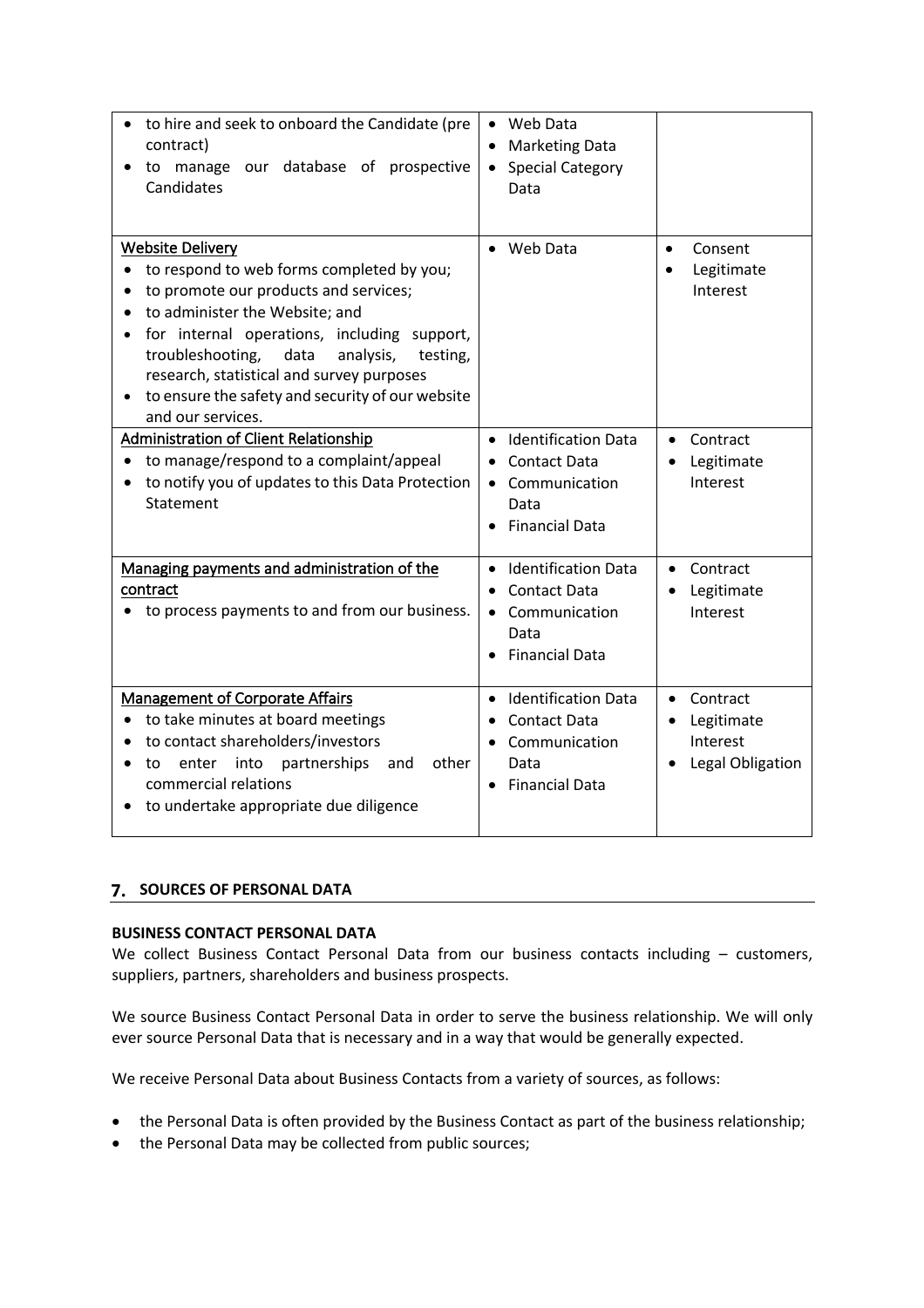| | | |
|---|---|---|
| • to hire and seek to onboard the Candidate (pre contract)<br>• to manage our database of prospective Candidates | • Web Data<br>• Marketing Data<br>• Special Category Data | |
| <u>Website Delivery</u><br>• to respond to web forms completed by you;<br>• to promote our products and services;<br>• to administer the Website; and<br>• for internal operations, including support, troubleshooting, data analysis, testing, research, statistical and survey purposes<br>• to ensure the safety and security of our website and our services. | • Web Data | • Consent<br>• Legitimate Interest |
| <u>Administration of Client Relationship</u><br>• to manage/respond to a complaint/appeal<br>• to notify you of updates to this Data Protection Statement | • Identification Data<br>• Contact Data<br>• Communication Data<br>• Financial Data | • Contract<br>• Legitimate Interest |
| <u>Managing payments and administration of the contract</u><br>• to process payments to and from our business. | • Identification Data<br>• Contact Data<br>• Communication Data<br>• Financial Data | • Contract<br>• Legitimate Interest |
| <u>Management of Corporate Affairs</u><br>• to take minutes at board meetings<br>• to contact shareholders/investors<br>• to enter into partnerships and other commercial relations<br>• to undertake appropriate due diligence | • Identification Data<br>• Contact Data<br>• Communication Data<br>• Financial Data | • Contract<br>• Legitimate Interest<br>• Legal Obligation |

## 7. SOURCES OF PERSONAL DATA

**BUSINESS CONTACT PERSONAL DATA**

We collect Business Contact Personal Data from our business contacts including – customers, suppliers, partners, shareholders and business prospects.

We source Business Contact Personal Data in order to serve the business relationship. We will only ever source Personal Data that is necessary and in a way that would be generally expected.

We receive Personal Data about Business Contacts from a variety of sources, as follows:

- the Personal Data is often provided by the Business Contact as part of the business relationship;
- the Personal Data may be collected from public sources;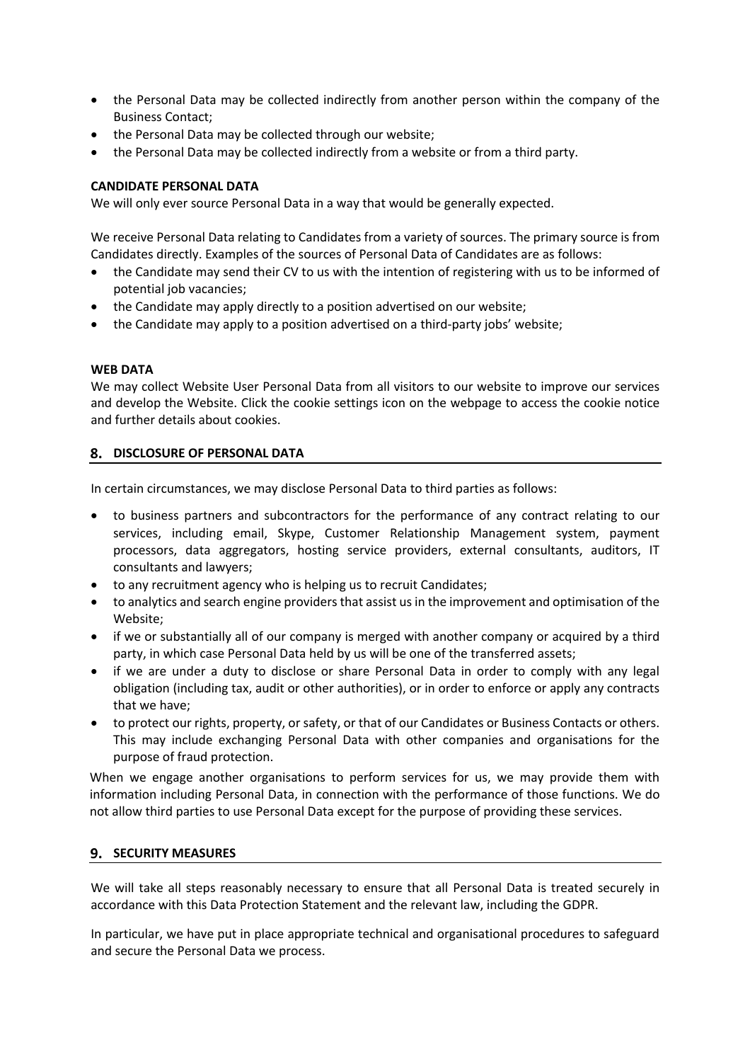- the Personal Data may be collected indirectly from another person within the company of the Business Contact;
- the Personal Data may be collected through our website;
- the Personal Data may be collected indirectly from a website or from a third party.

**CANDIDATE PERSONAL DATA**

We will only ever source Personal Data in a way that would be generally expected.

We receive Personal Data relating to Candidates from a variety of sources. The primary source is from Candidates directly. Examples of the sources of Personal Data of Candidates are as follows:

- the Candidate may send their CV to us with the intention of registering with us to be informed of potential job vacancies;
- the Candidate may apply directly to a position advertised on our website;
- the Candidate may apply to a position advertised on a third-party jobs' website;

**WEB DATA**

We may collect Website User Personal Data from all visitors to our website to improve our services and develop the Website. Click the cookie settings icon on the webpage to access the cookie notice and further details about cookies.

## 8. DISCLOSURE OF PERSONAL DATA

In certain circumstances, we may disclose Personal Data to third parties as follows:

- to business partners and subcontractors for the performance of any contract relating to our services, including email, Skype, Customer Relationship Management system, payment processors, data aggregators, hosting service providers, external consultants, auditors, IT consultants and lawyers;
- to any recruitment agency who is helping us to recruit Candidates;
- to analytics and search engine providers that assist us in the improvement and optimisation of the Website;
- if we or substantially all of our company is merged with another company or acquired by a third party, in which case Personal Data held by us will be one of the transferred assets;
- if we are under a duty to disclose or share Personal Data in order to comply with any legal obligation (including tax, audit or other authorities), or in order to enforce or apply any contracts that we have;
- to protect our rights, property, or safety, or that of our Candidates or Business Contacts or others. This may include exchanging Personal Data with other companies and organisations for the purpose of fraud protection.

When we engage another organisations to perform services for us, we may provide them with information including Personal Data, in connection with the performance of those functions. We do not allow third parties to use Personal Data except for the purpose of providing these services.

## 9. SECURITY MEASURES

We will take all steps reasonably necessary to ensure that all Personal Data is treated securely in accordance with this Data Protection Statement and the relevant law, including the GDPR.

In particular, we have put in place appropriate technical and organisational procedures to safeguard and secure the Personal Data we process.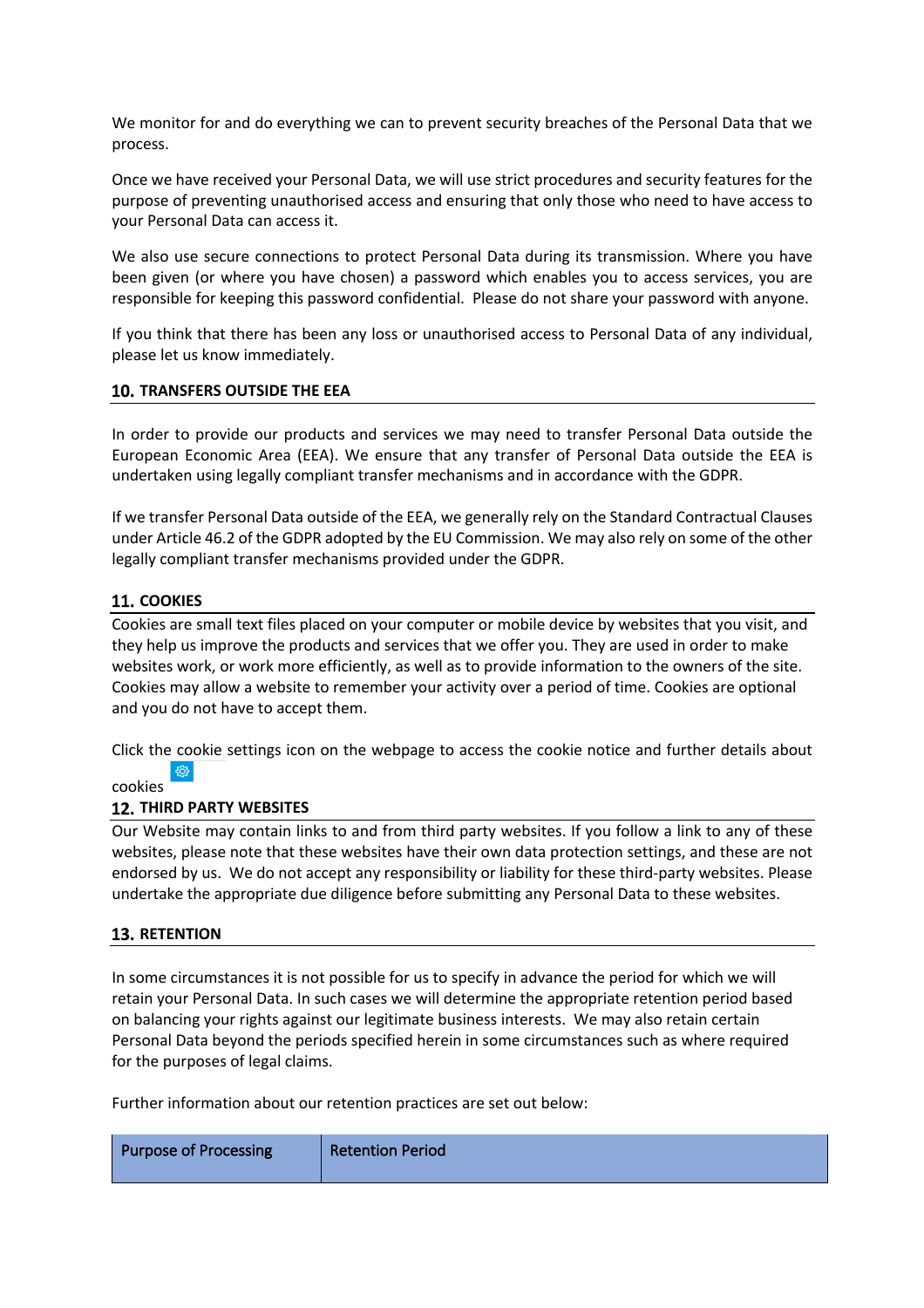We monitor for and do everything we can to prevent security breaches of the Personal Data that we process.

Once we have received your Personal Data, we will use strict procedures and security features for the purpose of preventing unauthorised access and ensuring that only those who need to have access to your Personal Data can access it.

We also use secure connections to protect Personal Data during its transmission. Where you have been given (or where you have chosen) a password which enables you to access services, you are responsible for keeping this password confidential. Please do not share your password with anyone.

If you think that there has been any loss or unauthorised access to Personal Data of any individual, please let us know immediately.

## 10. TRANSFERS OUTSIDE THE EEA

In order to provide our products and services we may need to transfer Personal Data outside the European Economic Area (EEA). We ensure that any transfer of Personal Data outside the EEA is undertaken using legally compliant transfer mechanisms and in accordance with the GDPR.

If we transfer Personal Data outside of the EEA, we generally rely on the Standard Contractual Clauses under Article 46.2 of the GDPR adopted by the EU Commission. We may also rely on some of the other legally compliant transfer mechanisms provided under the GDPR.

## 11. COOKIES

Cookies are small text files placed on your computer or mobile device by websites that you visit, and they help us improve the products and services that we offer you. They are used in order to make websites work, or work more efficiently, as well as to provide information to the owners of the site. Cookies may allow a website to remember your activity over a period of time. Cookies are optional and you do not have to accept them.

Click the cookie settings icon on the webpage to access the cookie notice and further details about cookies

## 12. THIRD PARTY WEBSITES

Our Website may contain links to and from third party websites. If you follow a link to any of these websites, please note that these websites have their own data protection settings, and these are not endorsed by us. We do not accept any responsibility or liability for these third-party websites. Please undertake the appropriate due diligence before submitting any Personal Data to these websites.

## 13. RETENTION

In some circumstances it is not possible for us to specify in advance the period for which we will retain your Personal Data. In such cases we will determine the appropriate retention period based on balancing your rights against our legitimate business interests. We may also retain certain Personal Data beyond the periods specified herein in some circumstances such as where required for the purposes of legal claims.

Further information about our retention practices are set out below:

| Purpose of Processing | Retention Period |
|---|---|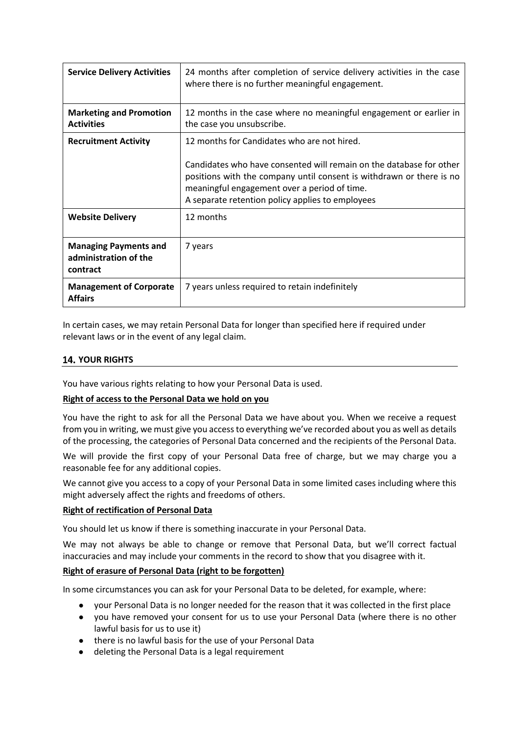| Service Delivery Activities | 24 months after completion of service delivery activities in the case where there is no further meaningful engagement. |
|---|---|
| **Marketing and Promotion Activities** | 12 months in the case where no meaningful engagement or earlier in the case you unsubscribe. |
| **Recruitment Activity** | 12 months for Candidates who are not hired.<br><br>Candidates who have consented will remain on the database for other positions with the company until consent is withdrawn or there is no meaningful engagement over a period of time.<br>A separate retention policy applies to employees |
| **Website Delivery** | 12 months |
| **Managing Payments and administration of the contract** | 7 years |
| **Management of Corporate Affairs** | 7 years unless required to retain indefinitely |

In certain cases, we may retain Personal Data for longer than specified here if required under relevant laws or in the event of any legal claim.

## 14. YOUR RIGHTS

You have various rights relating to how your Personal Data is used.

**Right of access to the Personal Data we hold on you**

You have the right to ask for all the Personal Data we have about you. When we receive a request from you in writing, we must give you access to everything we've recorded about you as well as details of the processing, the categories of Personal Data concerned and the recipients of the Personal Data.

We will provide the first copy of your Personal Data free of charge, but we may charge you a reasonable fee for any additional copies.

We cannot give you access to a copy of your Personal Data in some limited cases including where this might adversely affect the rights and freedoms of others.

**Right of rectification of Personal Data**

You should let us know if there is something inaccurate in your Personal Data.

We may not always be able to change or remove that Personal Data, but we'll correct factual inaccuracies and may include your comments in the record to show that you disagree with it.

**Right of erasure of Personal Data (right to be forgotten)**

In some circumstances you can ask for your Personal Data to be deleted, for example, where:

- your Personal Data is no longer needed for the reason that it was collected in the first place
- you have removed your consent for us to use your Personal Data (where there is no other lawful basis for us to use it)
- there is no lawful basis for the use of your Personal Data
- deleting the Personal Data is a legal requirement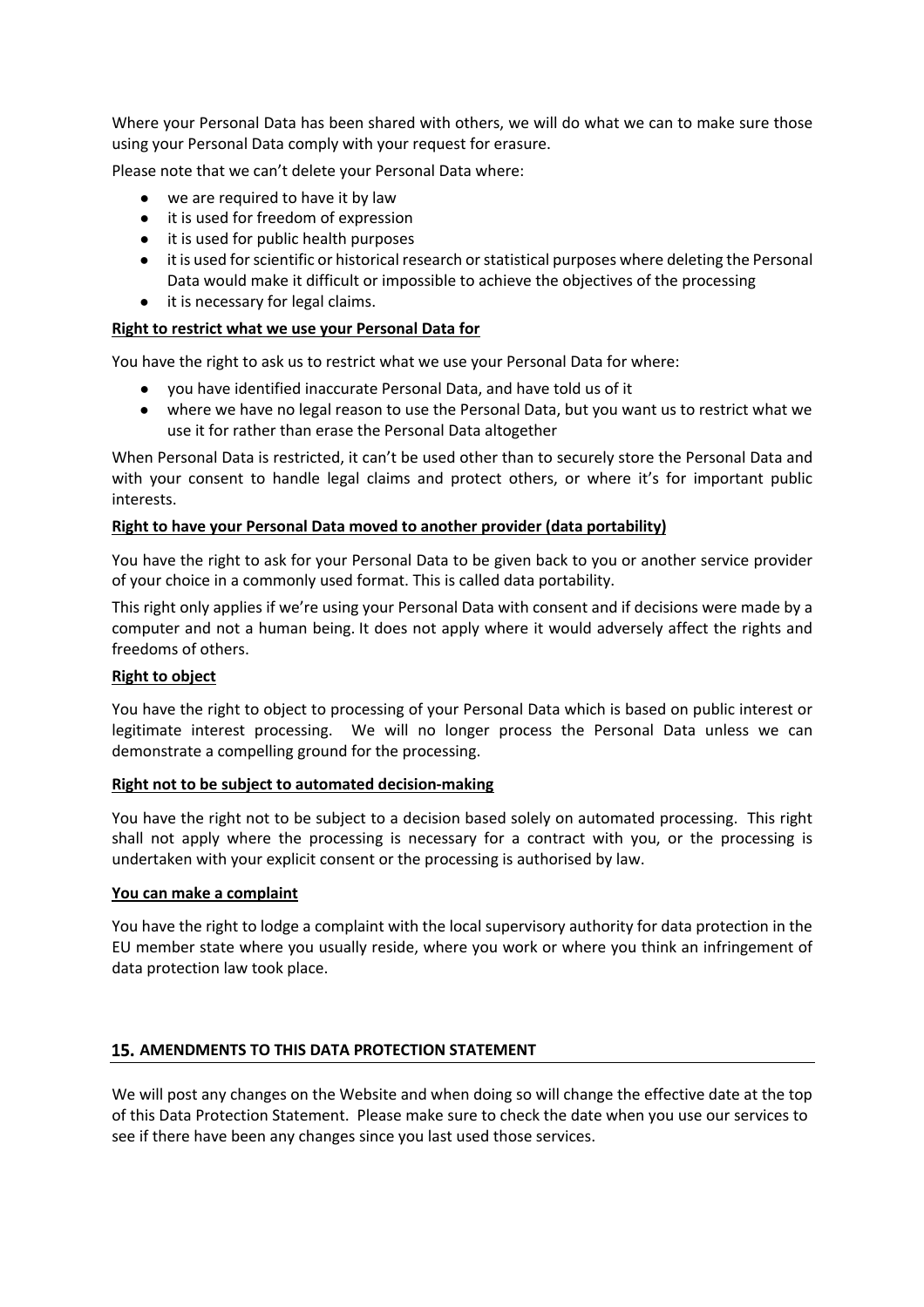Where your Personal Data has been shared with others, we will do what we can to make sure those using your Personal Data comply with your request for erasure.

Please note that we can't delete your Personal Data where:

- we are required to have it by law
- it is used for freedom of expression
- it is used for public health purposes
- it is used for scientific or historical research or statistical purposes where deleting the Personal Data would make it difficult or impossible to achieve the objectives of the processing
- it is necessary for legal claims.

**Right to restrict what we use your Personal Data for**

You have the right to ask us to restrict what we use your Personal Data for where:

- you have identified inaccurate Personal Data, and have told us of it
- where we have no legal reason to use the Personal Data, but you want us to restrict what we use it for rather than erase the Personal Data altogether

When Personal Data is restricted, it can't be used other than to securely store the Personal Data and with your consent to handle legal claims and protect others, or where it's for important public interests.

**Right to have your Personal Data moved to another provider (data portability)**

You have the right to ask for your Personal Data to be given back to you or another service provider of your choice in a commonly used format. This is called data portability.

This right only applies if we're using your Personal Data with consent and if decisions were made by a computer and not a human being. It does not apply where it would adversely affect the rights and freedoms of others.

**Right to object**

You have the right to object to processing of your Personal Data which is based on public interest or legitimate interest processing. We will no longer process the Personal Data unless we can demonstrate a compelling ground for the processing.

**Right not to be subject to automated decision-making**

You have the right not to be subject to a decision based solely on automated processing. This right shall not apply where the processing is necessary for a contract with you, or the processing is undertaken with your explicit consent or the processing is authorised by law.

**You can make a complaint**

You have the right to lodge a complaint with the local supervisory authority for data protection in the EU member state where you usually reside, where you work or where you think an infringement of data protection law took place.

## 15. AMENDMENTS TO THIS DATA PROTECTION STATEMENT

We will post any changes on the Website and when doing so will change the effective date at the top of this Data Protection Statement. Please make sure to check the date when you use our services to see if there have been any changes since you last used those services.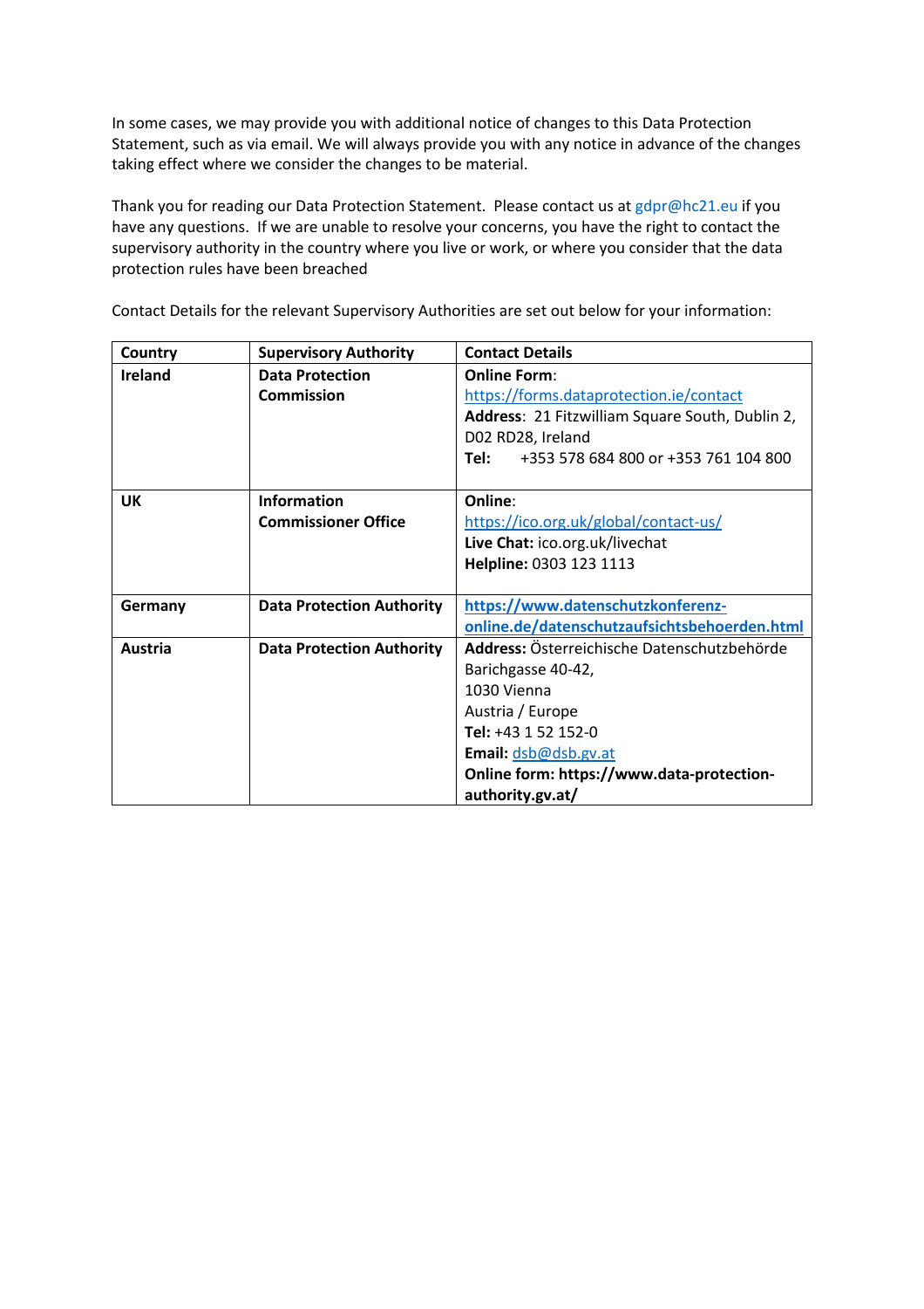In some cases, we may provide you with additional notice of changes to this Data Protection Statement, such as via email. We will always provide you with any notice in advance of the changes taking effect where we consider the changes to be material.

Thank you for reading our Data Protection Statement. Please contact us at gdpr@hc21.eu if you have any questions. If we are unable to resolve your concerns, you have the right to contact the supervisory authority in the country where you live or work, or where you consider that the data protection rules have been breached

Contact Details for the relevant Supervisory Authorities are set out below for your information:

| Country | Supervisory Authority | Contact Details |
|---|---|---|
| **Ireland** | **Data Protection Commission** | **Online Form**: https://forms.dataprotection.ie/contact<br>**Address**: 21 Fitzwilliam Square South, Dublin 2, D02 RD28, Ireland<br>**Tel:** +353 578 684 800 or +353 761 104 800 |
| **UK** | **Information Commissioner Office** | **Online**: https://ico.org.uk/global/contact-us/<br>**Live Chat:** ico.org.uk/livechat<br>**Helpline:** 0303 123 1113 |
| **Germany** | **Data Protection Authority** | **https://www.datenschutzkonferenz-online.de/datenschutzaufsichtsbehoerden.html** |
| **Austria** | **Data Protection Authority** | **Address:** Österreichische Datenschutzbehörde<br>Barichgasse 40-42,<br>1030 Vienna<br>Austria / Europe<br>**Tel:** +43 1 52 152-0<br>**Email:** dsb@dsb.gv.at<br>**Online form: https://www.data-protection-authority.gv.at/** |